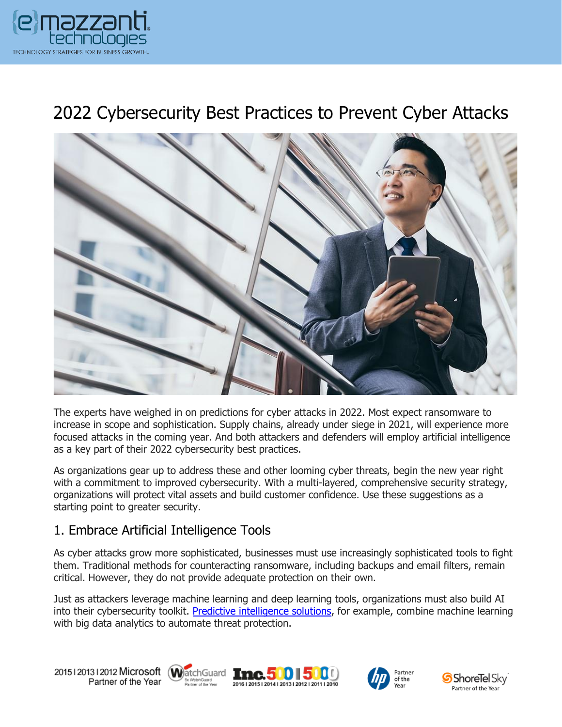# 2022 Cybersecurity Best Practices to Prevent Cyber Attacks

The experts have weighed in on predictions for cyber attacks in 2022. Most expect ransomware to increase in scope and sophistication. Supply chains, already under siege in 2021, will experience more focused attacks in the coming year. And both attackers and defenders will employ artificial intelligence as a key part of their 2022 cybersecurity best practices.

As organizations gear up to address these and other looming cyber threats, begin the new year right with a commitment to improved cybersecurity. With a multi-layered, comprehensive security strategy, organizations will protect vital assets and build customer confidence. Use these suggestions as a starting point to greater security.

## 1. Embrace Artificial Intelligence Tools

As cyber attacks grow more sophisticated, businesses must use increasingly sophisticated tools to fight them. Traditional methods for counteracting ransomware, including backups and email filters, remain critical. However, they do not provide adequate protection on their own.

Just as attackers leverage machine learning and deep learning tools, organizations must also build AI into their cybersecurity toolkit. Predictive intelligence solutions, for example, combine machine learning with big data analytics to automate threat protection.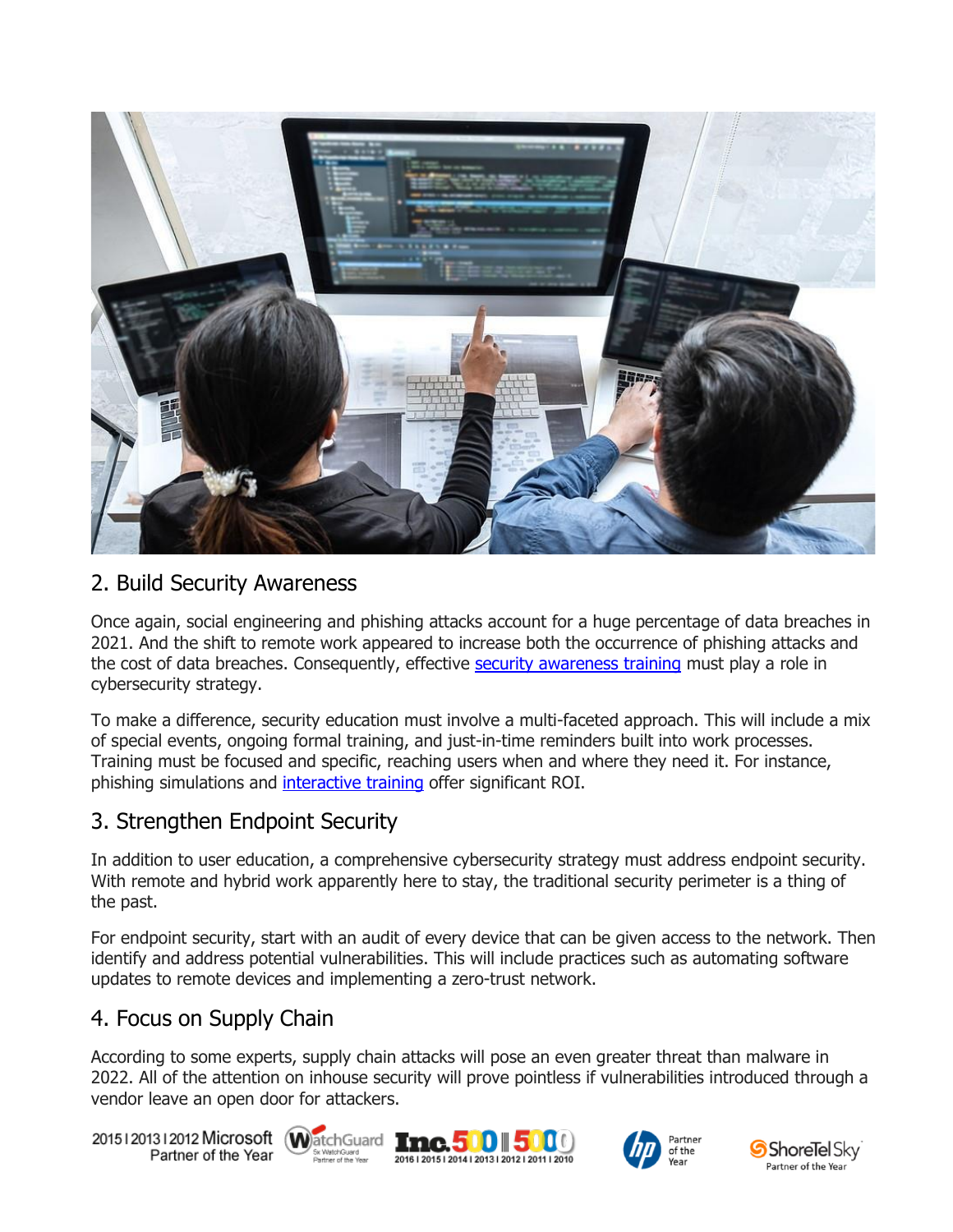## 2. Build Security Awareness

Once again, social engineering and phishing attacks account for a huge percentage of data breaches in 2021. And the shift to remote work appeared to increase both the occurrence of phishing attacks and the cost of data breaches. Consequently, effective security awareness training must play a role in cybersecurity strategy.

To make a difference, security education must involve a multi-faceted approach. This will include a mix of special events, ongoing formal training, and just-in-time reminders built into work processes. Training must be focused and specific, reaching users when and where they need it. For instance, phishing simulations and interactive training offer significant ROI.

## 3. Strengthen Endpoint Security

In addition to user education, a comprehensive cybersecurity strategy must address endpoint security. With remote and hybrid work apparently here to stay, the traditional security perimeter is a thing of the past.

For endpoint security, start with an audit of every device that can be given access to the network. Then identify and address potential vulnerabilities. This will include practices such as automating software updates to remote devices and implementing a zero-trust network.

## 4. Focus on Supply Chain

According to some experts, supply chain attacks will pose an even greater threat than malware in 2022. All of the attention on inhouse security will prove pointless if vulnerabilities introduced through a vendor leave an open door for attackers.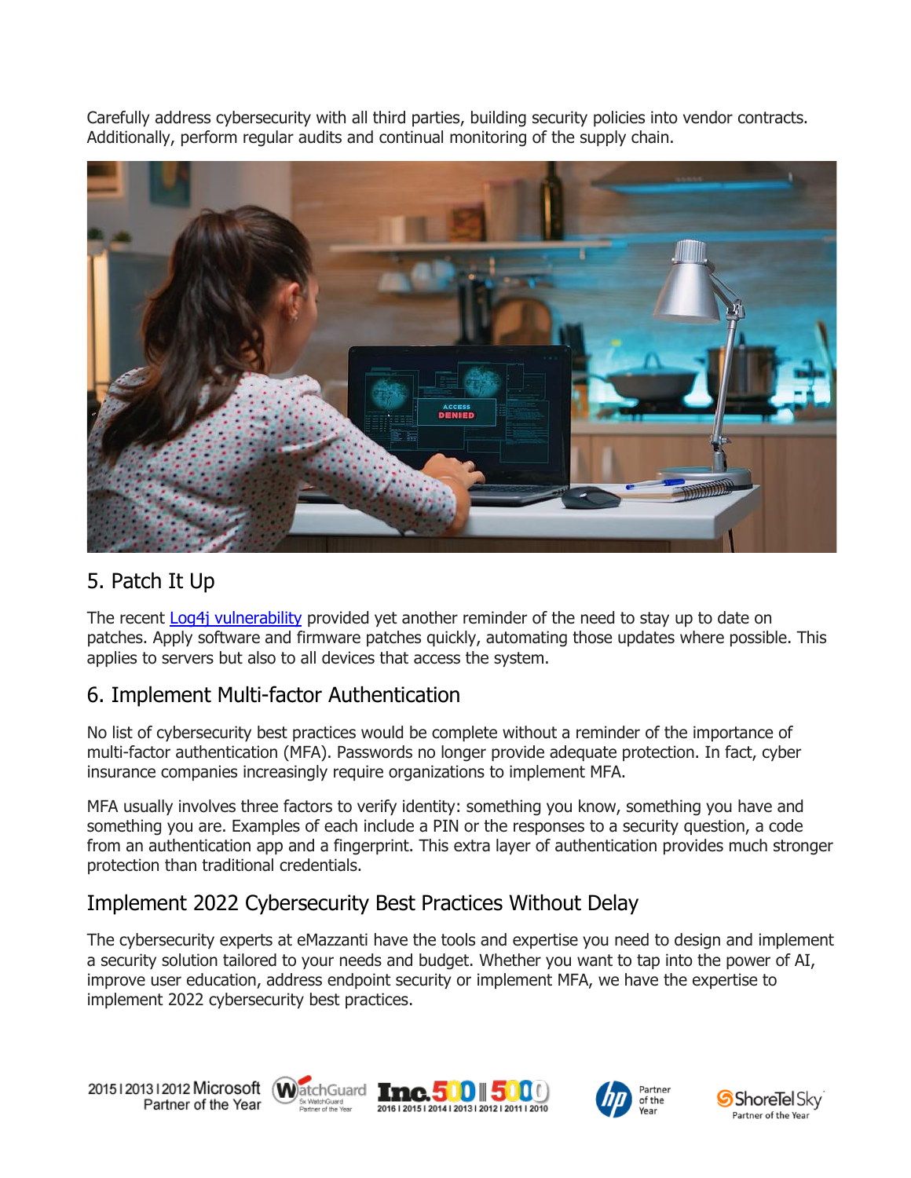Carefully address cybersecurity with all third parties, building security policies into vendor contracts. Additionally, perform regular audits and continual monitoring of the supply chain.

## 5. Patch It Up

The recent [Log4j vulnerability](Log4j vulnerability) provided yet another reminder of the need to stay up to date on patches. Apply software and firmware patches quickly, automating those updates where possible. This applies to servers but also to all devices that access the system.

## 6. Implement Multi-factor Authentication

No list of cybersecurity best practices would be complete without a reminder of the importance of multi-factor authentication (MFA). Passwords no longer provide adequate protection. In fact, cyber insurance companies increasingly require organizations to implement MFA.

MFA usually involves three factors to verify identity: something you know, something you have and something you are. Examples of each include a PIN or the responses to a security question, a code from an authentication app and a fingerprint. This extra layer of authentication provides much stronger protection than traditional credentials.

## Implement 2022 Cybersecurity Best Practices Without Delay

The cybersecurity experts at eMazzanti have the tools and expertise you need to design and implement a security solution tailored to your needs and budget. Whether you want to tap into the power of AI, improve user education, address endpoint security or implement MFA, we have the expertise to implement 2022 cybersecurity best practices.

2015 I 2013 I 2012 Microsoft Partner of the Year

WatchGuard 5x WatchGuard Partner of the Year

Inc. 500 | 5000 2016 I 2015 I 2014 I 2013 I 2012 I 2011 I 2010

hp Partner of the Year

ShoreTel Sky Partner of the Year